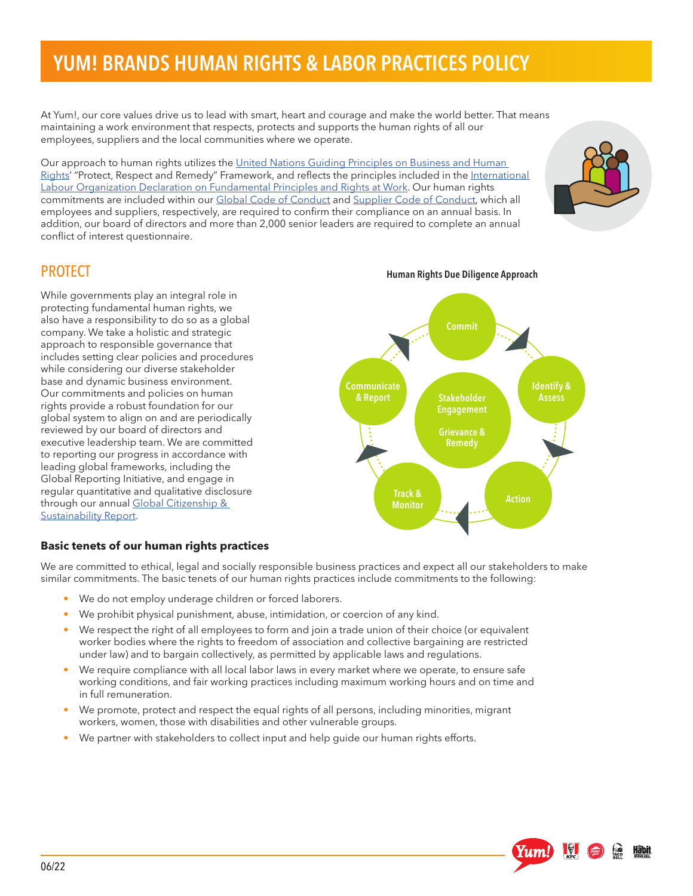# YUM! BRANDS HUMAN RIGHTS & LABOR PRACTICES POLICY

At Yum!, our core values drive us to lead with smart, heart and courage and make the world better. That means maintaining a work environment that respects, protects and supports the human rights of all our employees, suppliers and the local communities where we operate.

Our approach to human rights utilizes the United Nations Guiding Principles on Business and Human Rights' "Protect, Respect and Remedy" Framework, and reflects the principles included in the International Labour Organization Declaration on Fundamental Principles and Rights at Work. Our human rights commitments are included within our Global Code of Conduct and Supplier Code of Conduct, which all employees and suppliers, respectively, are required to confirm their compliance on an annual basis. In addition, our board of directors and more than 2,000 senior leaders are required to complete an annual conflict of interest questionnaire.

## PROTECT

While governments play an integral role in protecting fundamental human rights, we also have a responsibility to do so as a global company. We take a holistic and strategic approach to responsible governance that includes setting clear policies and procedures while considering our diverse stakeholder base and dynamic business environment. Our commitments and policies on human rights provide a robust foundation for our global system to align on and are periodically reviewed by our board of directors and executive leadership team. We are committed to reporting our progress in accordance with leading global frameworks, including the Global Reporting Initiative, and engage in regular quantitative and qualitative disclosure through our annual Global Citizenship & Sustainability Report.

**Human Rights Due Diligence Approach**

Commit → Identify & Assess → Action → Track & Monitor → Communicate & Report

Center: Stakeholder Engagement; Grievance & Remedy

### Basic tenets of our human rights practices

We are committed to ethical, legal and socially responsible business practices and expect all our stakeholders to make similar commitments. The basic tenets of our human rights practices include commitments to the following:

- We do not employ underage children or forced laborers.
- We prohibit physical punishment, abuse, intimidation, or coercion of any kind.
- We respect the right of all employees to form and join a trade union of their choice (or equivalent worker bodies where the rights to freedom of association and collective bargaining are restricted under law) and to bargain collectively, as permitted by applicable laws and regulations.
- We require compliance with all local labor laws in every market where we operate, to ensure safe working conditions, and fair working practices including maximum working hours and on time and in full remuneration.
- We promote, protect and respect the equal rights of all persons, including minorities, migrant workers, women, those with disabilities and other vulnerable groups.
- We partner with stakeholders to collect input and help guide our human rights efforts.

06/22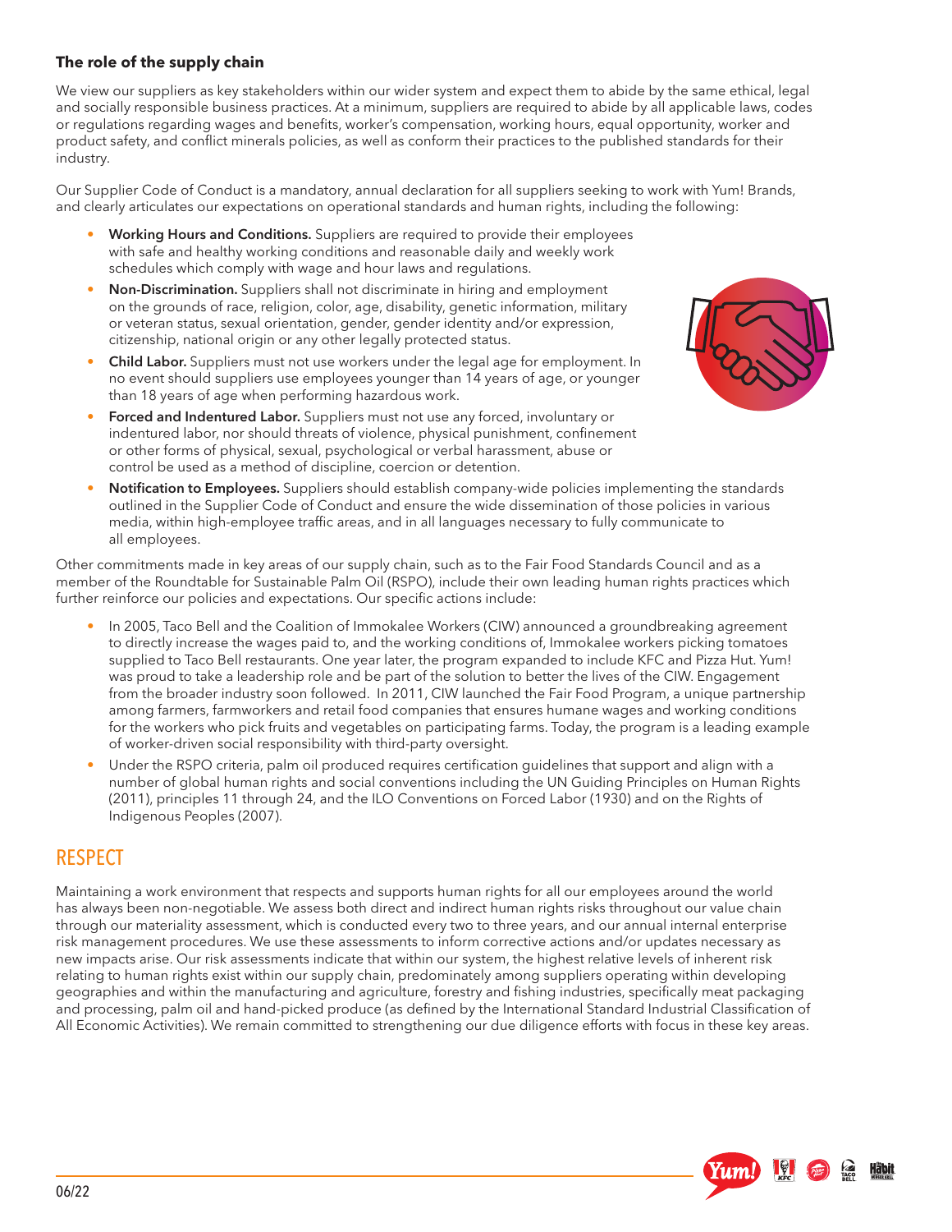### The role of the supply chain

We view our suppliers as key stakeholders within our wider system and expect them to abide by the same ethical, legal and socially responsible business practices. At a minimum, suppliers are required to abide by all applicable laws, codes or regulations regarding wages and benefits, worker's compensation, working hours, equal opportunity, worker and product safety, and conflict minerals policies, as well as conform their practices to the published standards for their industry.

Our Supplier Code of Conduct is a mandatory, annual declaration for all suppliers seeking to work with Yum! Brands, and clearly articulates our expectations on operational standards and human rights, including the following:

- **Working Hours and Conditions.** Suppliers are required to provide their employees with safe and healthy working conditions and reasonable daily and weekly work schedules which comply with wage and hour laws and regulations.
- **Non-Discrimination.** Suppliers shall not discriminate in hiring and employment on the grounds of race, religion, color, age, disability, genetic information, military or veteran status, sexual orientation, gender, gender identity and/or expression, citizenship, national origin or any other legally protected status.
- **Child Labor.** Suppliers must not use workers under the legal age for employment. In no event should suppliers use employees younger than 14 years of age, or younger than 18 years of age when performing hazardous work.
- **Forced and Indentured Labor.** Suppliers must not use any forced, involuntary or indentured labor, nor should threats of violence, physical punishment, confinement or other forms of physical, sexual, psychological or verbal harassment, abuse or control be used as a method of discipline, coercion or detention.
- **Notification to Employees.** Suppliers should establish company-wide policies implementing the standards outlined in the Supplier Code of Conduct and ensure the wide dissemination of those policies in various media, within high-employee traffic areas, and in all languages necessary to fully communicate to all employees.

Other commitments made in key areas of our supply chain, such as to the Fair Food Standards Council and as a member of the Roundtable for Sustainable Palm Oil (RSPO), include their own leading human rights practices which further reinforce our policies and expectations. Our specific actions include:

- In 2005, Taco Bell and the Coalition of Immokalee Workers (CIW) announced a groundbreaking agreement to directly increase the wages paid to, and the working conditions of, Immokalee workers picking tomatoes supplied to Taco Bell restaurants. One year later, the program expanded to include KFC and Pizza Hut. Yum! was proud to take a leadership role and be part of the solution to better the lives of the CIW. Engagement from the broader industry soon followed. In 2011, CIW launched the Fair Food Program, a unique partnership among farmers, farmworkers and retail food companies that ensures humane wages and working conditions for the workers who pick fruits and vegetables on participating farms. Today, the program is a leading example of worker-driven social responsibility with third-party oversight.
- Under the RSPO criteria, palm oil produced requires certification guidelines that support and align with a number of global human rights and social conventions including the UN Guiding Principles on Human Rights (2011), principles 11 through 24, and the ILO Conventions on Forced Labor (1930) and on the Rights of Indigenous Peoples (2007).

## RESPECT

Maintaining a work environment that respects and supports human rights for all our employees around the world has always been non-negotiable. We assess both direct and indirect human rights risks throughout our value chain through our materiality assessment, which is conducted every two to three years, and our annual internal enterprise risk management procedures. We use these assessments to inform corrective actions and/or updates necessary as new impacts arise. Our risk assessments indicate that within our system, the highest relative levels of inherent risk relating to human rights exist within our supply chain, predominately among suppliers operating within developing geographies and within the manufacturing and agriculture, forestry and fishing industries, specifically meat packaging and processing, palm oil and hand-picked produce (as defined by the International Standard Industrial Classification of All Economic Activities). We remain committed to strengthening our due diligence efforts with focus in these key areas.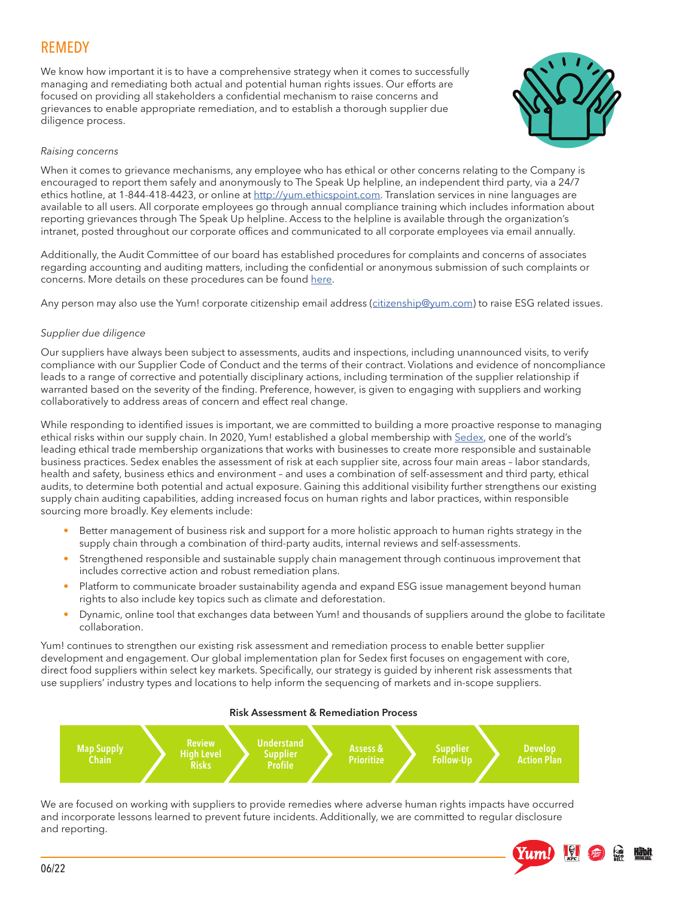# REMEDY

We know how important it is to have a comprehensive strategy when it comes to successfully managing and remediating both actual and potential human rights issues. Our efforts are focused on providing all stakeholders a confidential mechanism to raise concerns and grievances to enable appropriate remediation, and to establish a thorough supplier due diligence process.

*Raising concerns*

When it comes to grievance mechanisms, any employee who has ethical or other concerns relating to the Company is encouraged to report them safely and anonymously to The Speak Up helpline, an independent third party, via a 24/7 ethics hotline, at 1-844-418-4423, or online at [http://yum.ethicspoint.com](http://yum.ethicspoint.com). Translation services in nine languages are available to all users. All corporate employees go through annual compliance training which includes information about reporting grievances through The Speak Up helpline. Access to the helpline is available through the organization's intranet, posted throughout our corporate offices and communicated to all corporate employees via email annually.

Additionally, the Audit Committee of our board has established procedures for complaints and concerns of associates regarding accounting and auditing matters, including the confidential or anonymous submission of such complaints or concerns. More details on these procedures can be found here.

Any person may also use the Yum! corporate citizenship email address (citizenship@yum.com) to raise ESG related issues.

*Supplier due diligence*

Our suppliers have always been subject to assessments, audits and inspections, including unannounced visits, to verify compliance with our Supplier Code of Conduct and the terms of their contract. Violations and evidence of noncompliance leads to a range of corrective and potentially disciplinary actions, including termination of the supplier relationship if warranted based on the severity of the finding. Preference, however, is given to engaging with suppliers and working collaboratively to address areas of concern and effect real change.

While responding to identified issues is important, we are committed to building a more proactive response to managing ethical risks within our supply chain. In 2020, Yum! established a global membership with Sedex, one of the world's leading ethical trade membership organizations that works with businesses to create more responsible and sustainable business practices. Sedex enables the assessment of risk at each supplier site, across four main areas – labor standards, health and safety, business ethics and environment – and uses a combination of self-assessment and third party, ethical audits, to determine both potential and actual exposure. Gaining this additional visibility further strengthens our existing supply chain auditing capabilities, adding increased focus on human rights and labor practices, within responsible sourcing more broadly. Key elements include:

- Better management of business risk and support for a more holistic approach to human rights strategy in the supply chain through a combination of third-party audits, internal reviews and self-assessments.
- Strengthened responsible and sustainable supply chain management through continuous improvement that includes corrective action and robust remediation plans.
- Platform to communicate broader sustainability agenda and expand ESG issue management beyond human rights to also include key topics such as climate and deforestation.
- Dynamic, online tool that exchanges data between Yum! and thousands of suppliers around the globe to facilitate collaboration.

Yum! continues to strengthen our existing risk assessment and remediation process to enable better supplier development and engagement. Our global implementation plan for Sedex first focuses on engagement with core, direct food suppliers within select key markets. Specifically, our strategy is guided by inherent risk assessments that use suppliers' industry types and locations to help inform the sequencing of markets and in-scope suppliers.

**Risk Assessment & Remediation Process**

Map Supply Chain → Review High Level Risks → Understand Supplier Profile → Assess & Prioritize → Supplier Follow-Up → Develop Action Plan

We are focused on working with suppliers to provide remedies where adverse human rights impacts have occurred and incorporate lessons learned to prevent future incidents. Additionally, we are committed to regular disclosure and reporting.